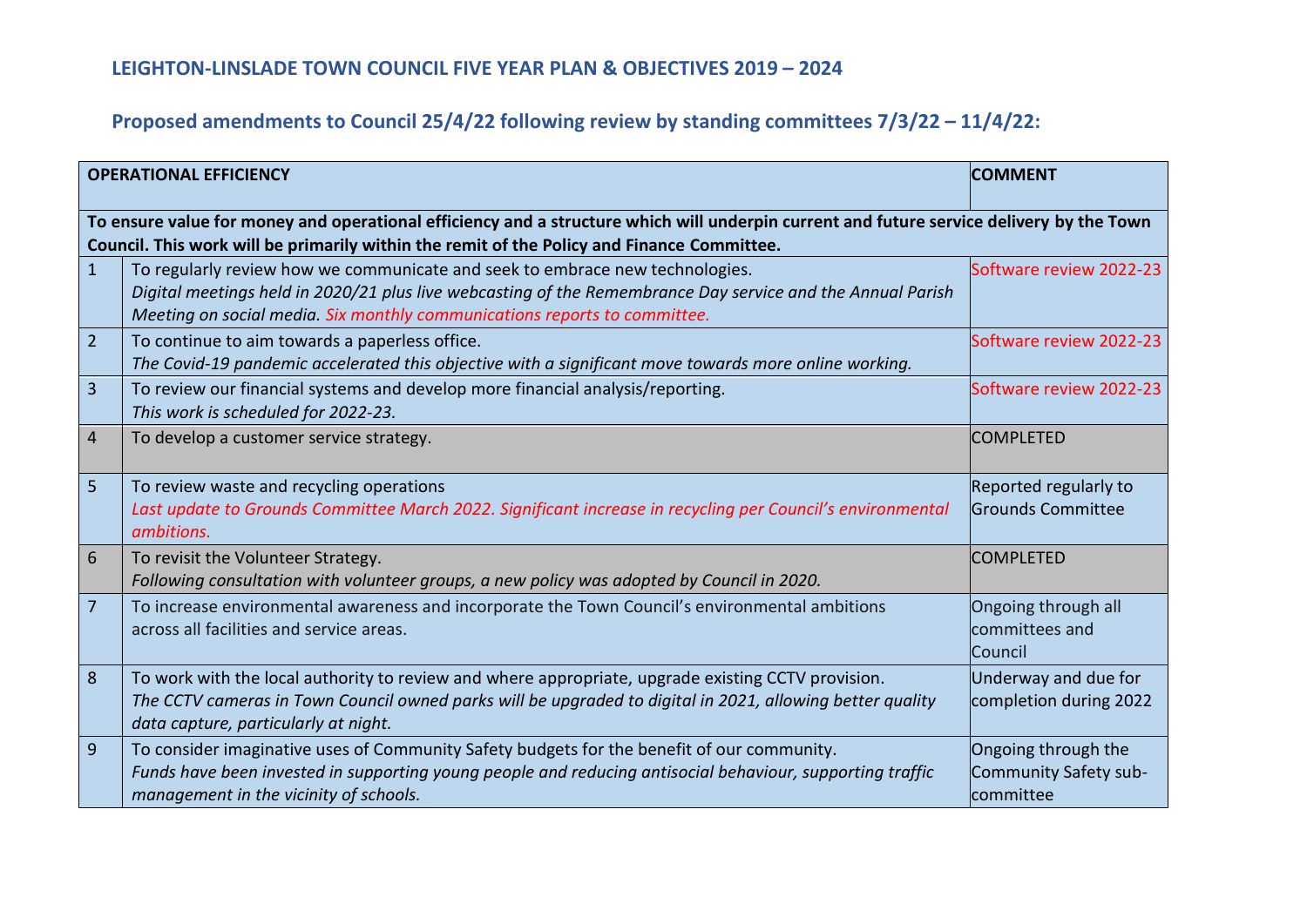## LEIGHTON-LINSLADE TOWN COUNCIL FIVE YEAR PLAN & OBJECTIVES 2019 – 2024

## Proposed amendments to Council 25/4/22 following review by standing committees 7/3/22 – 11/4/22:

| OPERATIONAL EFFICIENCY | | COMMENT |
|---|---|---|
| **To ensure value for money and operational efficiency and a structure which will underpin current and future service delivery by the Town Council. This work will be primarily within the remit of the Policy and Finance Committee.** | | |
| 1 | To regularly review how we communicate and seek to embrace new technologies. *Digital meetings held in 2020/21 plus live webcasting of the Remembrance Day service and the Annual Parish Meeting on social media. Six monthly communications reports to committee.* | Software review 2022-23 |
| 2 | To continue to aim towards a paperless office. *The Covid-19 pandemic accelerated this objective with a significant move towards more online working.* | Software review 2022-23 |
| 3 | To review our financial systems and develop more financial analysis/reporting. *This work is scheduled for 2022-23.* | Software review 2022-23 |
| 4 | To develop a customer service strategy. | COMPLETED |
| 5 | To review waste and recycling operations *Last update to Grounds Committee March 2022. Significant increase in recycling per Council's environmental ambitions.* | Reported regularly to Grounds Committee |
| 6 | To revisit the Volunteer Strategy. *Following consultation with volunteer groups, a new policy was adopted by Council in 2020.* | COMPLETED |
| 7 | To increase environmental awareness and incorporate the Town Council's environmental ambitions across all facilities and service areas. | Ongoing through all committees and Council |
| 8 | To work with the local authority to review and where appropriate, upgrade existing CCTV provision. *The CCTV cameras in Town Council owned parks will be upgraded to digital in 2021, allowing better quality data capture, particularly at night.* | Underway and due for completion during 2022 |
| 9 | To consider imaginative uses of Community Safety budgets for the benefit of our community. *Funds have been invested in supporting young people and reducing antisocial behaviour, supporting traffic management in the vicinity of schools.* | Ongoing through the Community Safety sub-committee |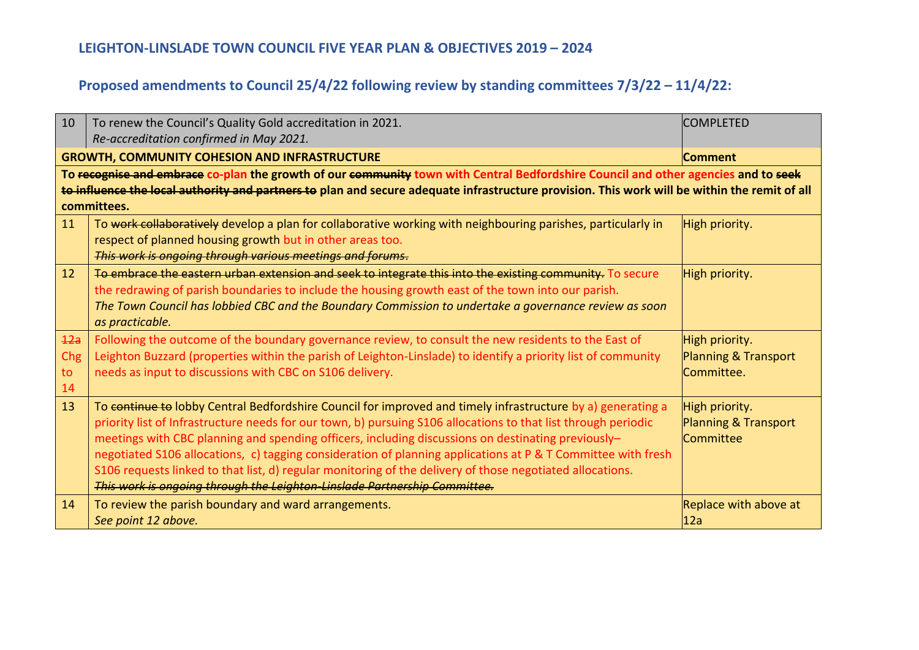## LEIGHTON-LINSLADE TOWN COUNCIL FIVE YEAR PLAN & OBJECTIVES 2019 – 2024

## Proposed amendments to Council 25/4/22 following review by standing committees 7/3/22 – 11/4/22:

| | | |
|---|---|---|
| 10 | To renew the Council's Quality Gold accreditation in 2021.<br>*Re-accreditation confirmed in May 2021.* | COMPLETED |
| | **GROWTH, COMMUNITY COHESION AND INFRASTRUCTURE** | **Comment** |
| | **To ~~recognise and embrace~~ co-plan the growth of our ~~community~~ town with Central Bedfordshire Council and other agencies and to ~~seek to influence the local authority and partners to~~ plan and secure adequate infrastructure provision. This work will be within the remit of all committees.** | |
| 11 | To ~~work collaboratively~~ develop a plan for collaborative working with neighbouring parishes, particularly in respect of planned housing growth but in other areas too.<br>~~*This work is ongoing through various meetings and forums*~~. | High priority. |
| 12 | ~~To embrace the eastern urban extension and seek to integrate this into the existing community.~~ To secure the redrawing of parish boundaries to include the housing growth east of the town into our parish.<br>*The Town Council has lobbied CBC and the Boundary Commission to undertake a governance review as soon as practicable.* | High priority. |
| ~~12a~~ Chg to 14 | Following the outcome of the boundary governance review, to consult the new residents to the East of Leighton Buzzard (properties within the parish of Leighton-Linslade) to identify a priority list of community needs as input to discussions with CBC on S106 delivery. | High priority.<br>Planning & Transport Committee. |
| 13 | To ~~continue to~~ lobby Central Bedfordshire Council for improved and timely infrastructure by a) generating a priority list of Infrastructure needs for our town, b) pursuing S106 allocations to that list through periodic meetings with CBC planning and spending officers, including discussions on destinating previously–negotiated S106 allocations, c) tagging consideration of planning applications at P & T Committee with fresh S106 requests linked to that list, d) regular monitoring of the delivery of those negotiated allocations.<br>~~*This work is ongoing through the Leighton-Linslade Partnership Committee.*~~ | High priority.<br>Planning & Transport Committee |
| 14 | To review the parish boundary and ward arrangements.<br>*See point 12 above.* | Replace with above at 12a |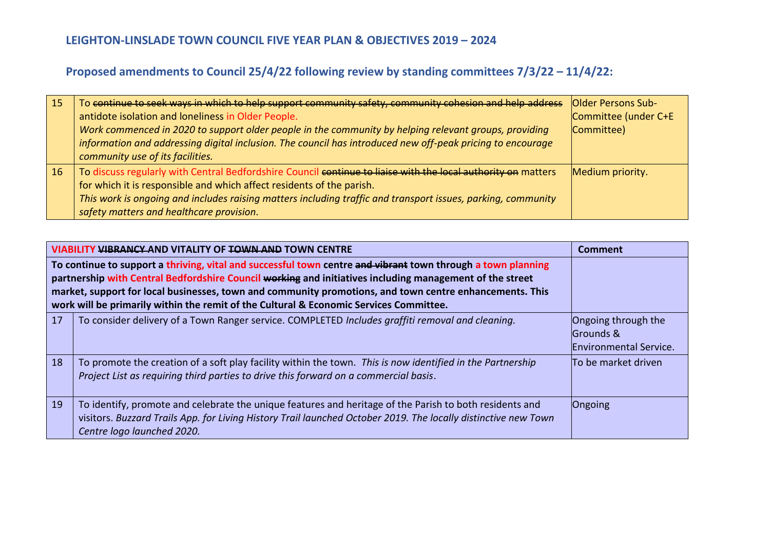## LEIGHTON-LINSLADE TOWN COUNCIL FIVE YEAR PLAN & OBJECTIVES 2019 – 2024

## Proposed amendments to Council 25/4/22 following review by standing committees 7/3/22 – 11/4/22:

| | | |
|---|---|---|
| 15 | To ~~continue to seek ways in which to help support community safety, community cohesion and help address~~ antidote isolation and loneliness in Older People.<br>*Work commenced in 2020 to support older people in the community by helping relevant groups, providing information and addressing digital inclusion. The council has introduced new off-peak pricing to encourage community use of its facilities.* | Older Persons Sub-Committee (under C+E Committee) |
| 16 | To discuss regularly with Central Bedfordshire Council ~~continue to liaise with the local authority on~~ matters for which it is responsible and which affect residents of the parish.<br>*This work is ongoing and includes raising matters including traffic and transport issues, parking, community safety matters and healthcare provision.* | Medium priority. |

| VIABILITY ~~VIBRANCY~~ AND VITALITY OF ~~TOWN AND~~ TOWN CENTRE | | Comment |
|---|---|---|
| **To continue to support a thriving, vital and successful town centre ~~and vibrant~~ town through a town planning partnership with Central Bedfordshire Council ~~working~~ and initiatives including management of the street market, support for local businesses, town and community promotions, and town centre enhancements. This work will be primarily within the remit of the Cultural & Economic Services Committee.** | | |
| 17 | To consider delivery of a Town Ranger service. COMPLETED *Includes graffiti removal and cleaning.* | Ongoing through the Grounds & Environmental Service. |
| 18 | To promote the creation of a soft play facility within the town. *This is now identified in the Partnership Project List as requiring third parties to drive this forward on a commercial basis*. | To be market driven |
| 19 | To identify, promote and celebrate the unique features and heritage of the Parish to both residents and visitors. *Buzzard Trails App. for Living History Trail launched October 2019. The locally distinctive new Town Centre logo launched 2020.* | Ongoing |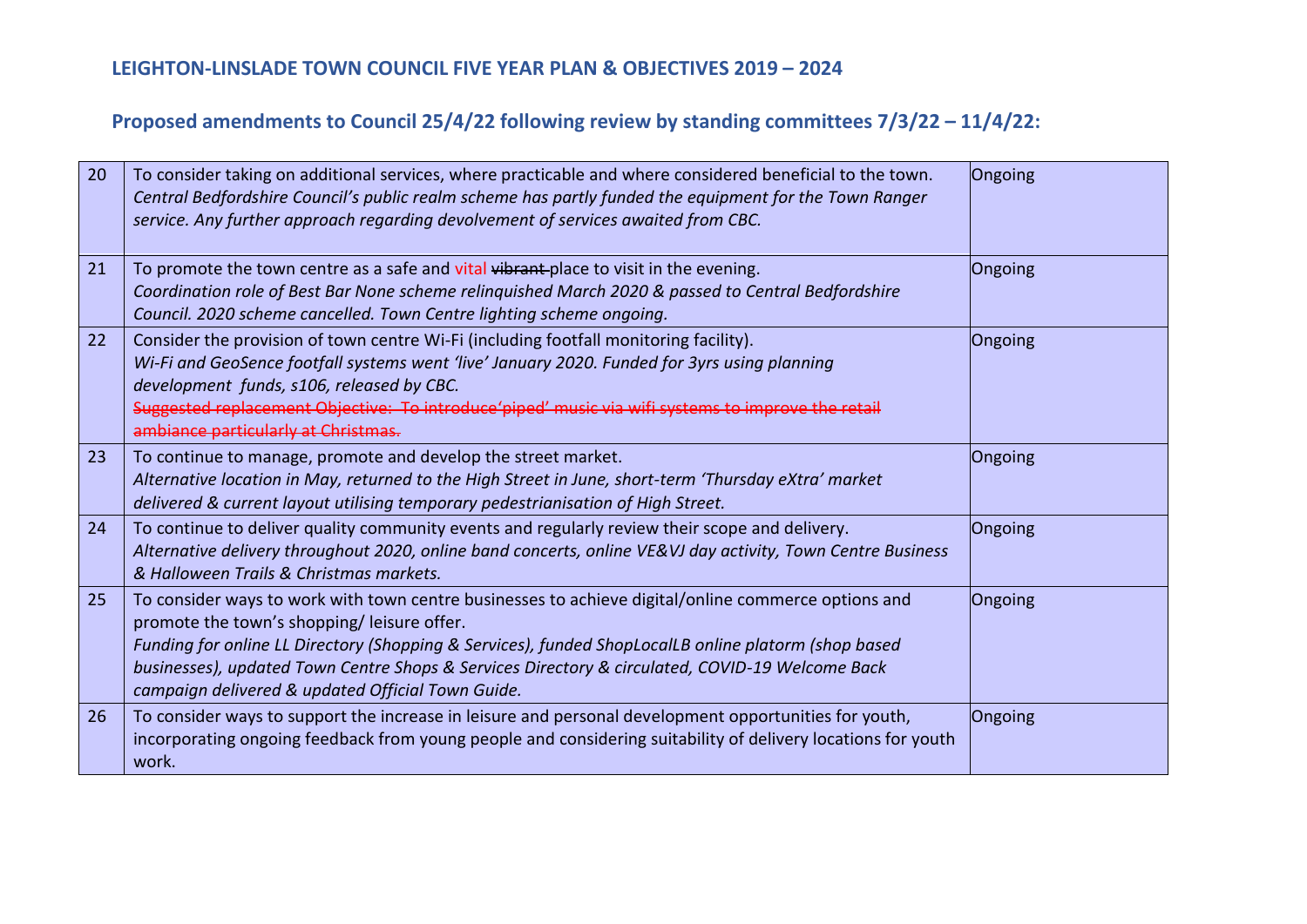## LEIGHTON-LINSLADE TOWN COUNCIL FIVE YEAR PLAN & OBJECTIVES 2019 – 2024

## Proposed amendments to Council 25/4/22 following review by standing committees 7/3/22 – 11/4/22:

| | | |
|---|---|---|
| 20 | To consider taking on additional services, where practicable and where considered beneficial to the town.<br>*Central Bedfordshire Council's public realm scheme has partly funded the equipment for the Town Ranger service. Any further approach regarding devolvement of services awaited from CBC.* | Ongoing |
| 21 | To promote the town centre as a safe and vital ~~vibrant~~ place to visit in the evening.<br>*Coordination role of Best Bar None scheme relinquished March 2020 & passed to Central Bedfordshire Council. 2020 scheme cancelled. Town Centre lighting scheme ongoing.* | Ongoing |
| 22 | Consider the provision of town centre Wi-Fi (including footfall monitoring facility).<br>*Wi-Fi and GeoSence footfall systems went 'live' January 2020. Funded for 3yrs using planning development funds, s106, released by CBC.*<br>~~Suggested replacement Objective: To introduce'piped' music via wifi systems to improve the retail ambiance particularly at Christmas.~~ | Ongoing |
| 23 | To continue to manage, promote and develop the street market.<br>*Alternative location in May, returned to the High Street in June, short-term 'Thursday eXtra' market delivered & current layout utilising temporary pedestrianisation of High Street.* | Ongoing |
| 24 | To continue to deliver quality community events and regularly review their scope and delivery.<br>*Alternative delivery throughout 2020, online band concerts, online VE&VJ day activity, Town Centre Business & Halloween Trails & Christmas markets.* | Ongoing |
| 25 | To consider ways to work with town centre businesses to achieve digital/online commerce options and promote the town's shopping/ leisure offer.<br>*Funding for online LL Directory (Shopping & Services), funded ShopLocalLB online platorm (shop based businesses), updated Town Centre Shops & Services Directory & circulated, COVID-19 Welcome Back campaign delivered & updated Official Town Guide.* | Ongoing |
| 26 | To consider ways to support the increase in leisure and personal development opportunities for youth, incorporating ongoing feedback from young people and considering suitability of delivery locations for youth work. | Ongoing |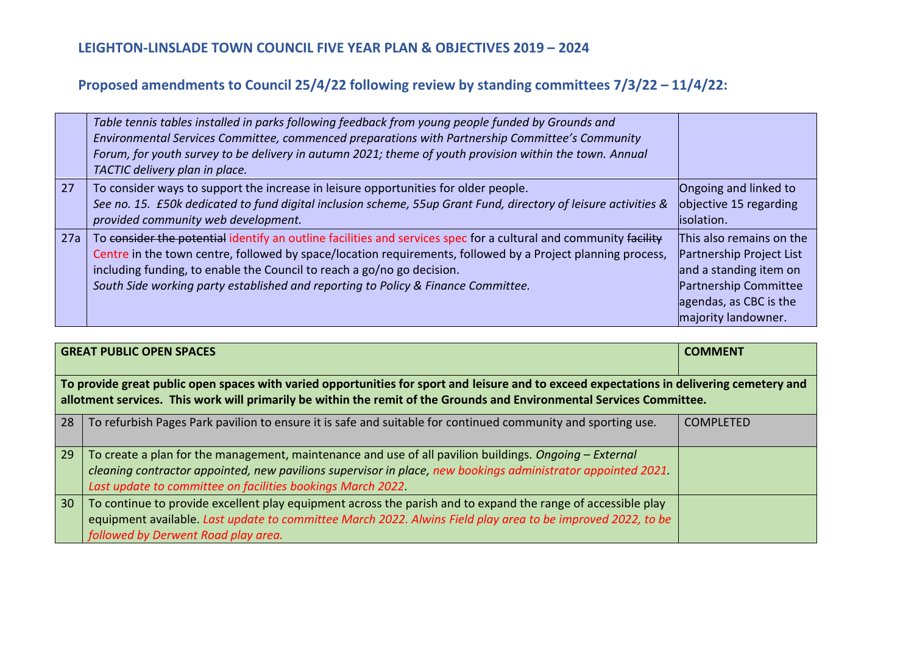## LEIGHTON-LINSLADE TOWN COUNCIL FIVE YEAR PLAN & OBJECTIVES 2019 – 2024

## Proposed amendments to Council 25/4/22 following review by standing committees 7/3/22 – 11/4/22:

| | | |
|---|---|---|
| | *Table tennis tables installed in parks following feedback from young people funded by Grounds and Environmental Services Committee, commenced preparations with Partnership Committee's Community Forum, for youth survey to be delivery in autumn 2021; theme of youth provision within the town. Annual TACTIC delivery plan in place.* | |
| 27 | To consider ways to support the increase in leisure opportunities for older people. *See no. 15. £50k dedicated to fund digital inclusion scheme, 55up Grant Fund, directory of leisure activities & provided community web development.* | Ongoing and linked to objective 15 regarding isolation. |
| 27a | To ~~consider the potential~~ identify an outline facilities and services spec for a cultural and community ~~facility~~ Centre in the town centre, followed by space/location requirements, followed by a Project planning process, including funding, to enable the Council to reach a go/no go decision. *South Side working party established and reporting to Policy & Finance Committee.* | This also remains on the Partnership Project List and a standing item on Partnership Committee agendas, as CBC is the majority landowner. |

| GREAT PUBLIC OPEN SPACES | | COMMENT |
|---|---|---|
| **To provide great public open spaces with varied opportunities for sport and leisure and to exceed expectations in delivering cemetery and allotment services. This work will primarily be within the remit of the Grounds and Environmental Services Committee.** | | |
| 28 | To refurbish Pages Park pavilion to ensure it is safe and suitable for continued community and sporting use. | COMPLETED |
| 29 | To create a plan for the management, maintenance and use of all pavilion buildings. *Ongoing – External cleaning contractor appointed, new pavilions supervisor in place, new bookings administrator appointed 2021. Last update to committee on facilities bookings March 2022.* | |
| 30 | To continue to provide excellent play equipment across the parish and to expand the range of accessible play equipment available. *Last update to committee March 2022. Alwins Field play area to be improved 2022, to be followed by Derwent Road play area.* | |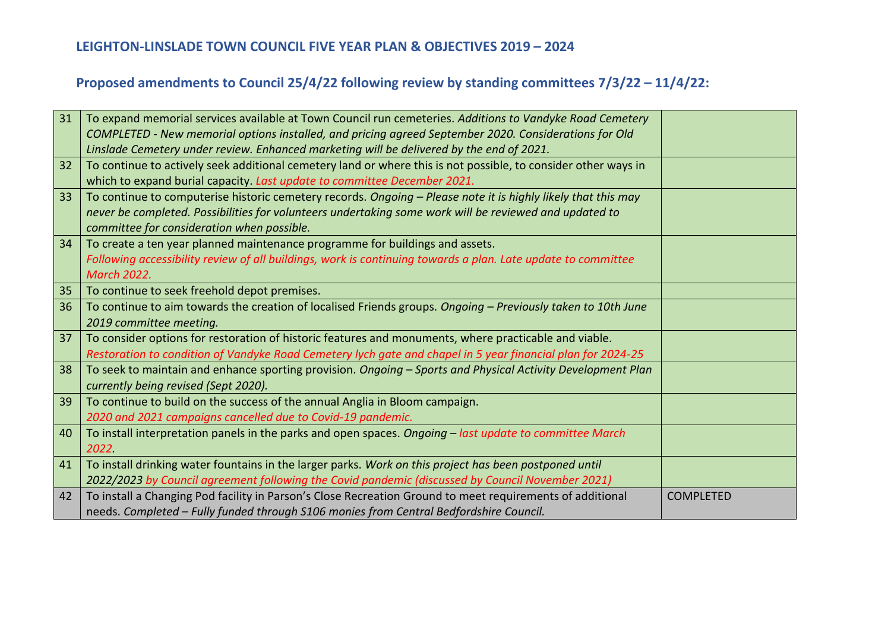**LEIGHTON-LINSLADE TOWN COUNCIL FIVE YEAR PLAN & OBJECTIVES 2019 – 2024**

**Proposed amendments to Council 25/4/22 following review by standing committees 7/3/22 – 11/4/22:**

| | | |
|---|---|---|
| 31 | To expand memorial services available at Town Council run cemeteries. *Additions to Vandyke Road Cemetery COMPLETED - New memorial options installed, and pricing agreed September 2020. Considerations for Old Linslade Cemetery under review. Enhanced marketing will be delivered by the end of 2021.* | |
| 32 | To continue to actively seek additional cemetery land or where this is not possible, to consider other ways in which to expand burial capacity. *Last update to committee December 2021.* | |
| 33 | To continue to computerise historic cemetery records. *Ongoing – Please note it is highly likely that this may never be completed. Possibilities for volunteers undertaking some work will be reviewed and updated to committee for consideration when possible.* | |
| 34 | To create a ten year planned maintenance programme for buildings and assets. *Following accessibility review of all buildings, work is continuing towards a plan. Late update to committee March 2022.* | |
| 35 | To continue to seek freehold depot premises. | |
| 36 | To continue to aim towards the creation of localised Friends groups. *Ongoing – Previously taken to 10th June 2019 committee meeting.* | |
| 37 | To consider options for restoration of historic features and monuments, where practicable and viable. *Restoration to condition of Vandyke Road Cemetery lych gate and chapel in 5 year financial plan for 2024-25* | |
| 38 | To seek to maintain and enhance sporting provision. *Ongoing – Sports and Physical Activity Development Plan currently being revised (Sept 2020).* | |
| 39 | To continue to build on the success of the annual Anglia in Bloom campaign. *2020 and 2021 campaigns cancelled due to Covid-19 pandemic.* | |
| 40 | To install interpretation panels in the parks and open spaces. *Ongoing – last update to committee March 2022.* | |
| 41 | To install drinking water fountains in the larger parks. *Work on this project has been postponed until 2022/2023 by Council agreement following the Covid pandemic (discussed by Council November 2021)* | |
| 42 | To install a Changing Pod facility in Parson's Close Recreation Ground to meet requirements of additional needs. *Completed – Fully funded through S106 monies from Central Bedfordshire Council.* | COMPLETED |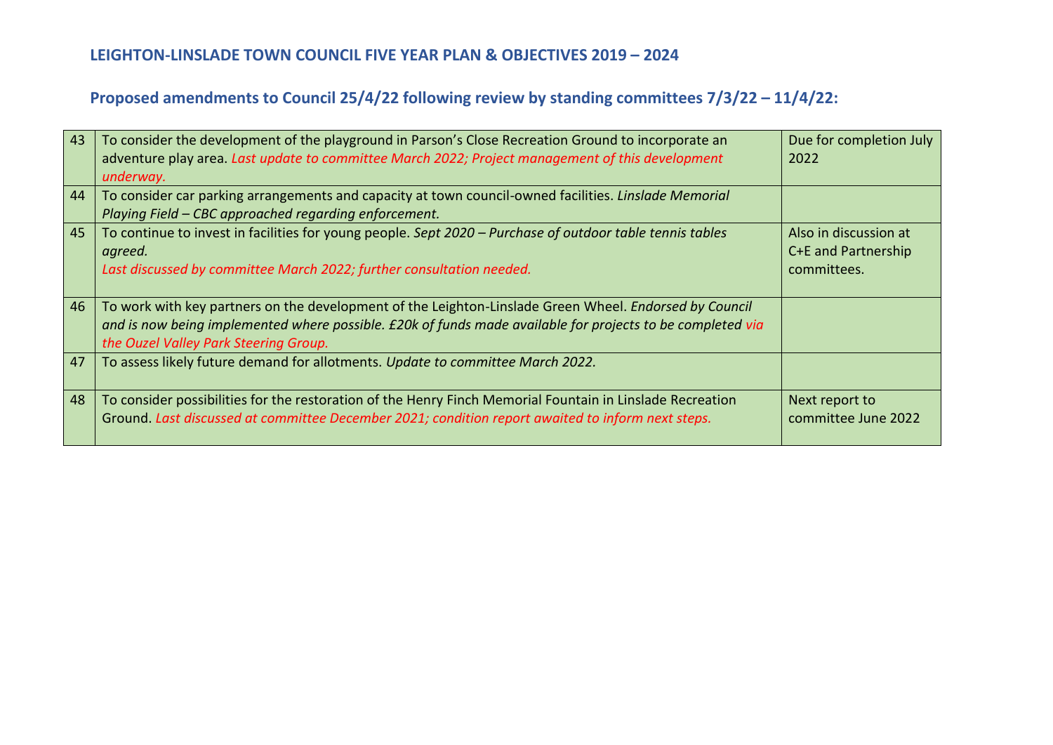**LEIGHTON-LINSLADE TOWN COUNCIL FIVE YEAR PLAN & OBJECTIVES 2019 – 2024**

**Proposed amendments to Council 25/4/22 following review by standing committees 7/3/22 – 11/4/22:**

| | | |
|---|---|---|
| 43 | To consider the development of the playground in Parson's Close Recreation Ground to incorporate an adventure play area. *Last update to committee March 2022; Project management of this development underway.* | Due for completion July 2022 |
| 44 | To consider car parking arrangements and capacity at town council-owned facilities. *Linslade Memorial Playing Field – CBC approached regarding enforcement.* | |
| 45 | To continue to invest in facilities for young people. *Sept 2020 – Purchase of outdoor table tennis tables agreed.* *Last discussed by committee March 2022; further consultation needed.* | Also in discussion at C+E and Partnership committees. |
| 46 | To work with key partners on the development of the Leighton-Linslade Green Wheel. *Endorsed by Council and is now being implemented where possible. £20k of funds made available for projects to be completed via the Ouzel Valley Park Steering Group.* | |
| 47 | To assess likely future demand for allotments. *Update to committee March 2022.* | |
| 48 | To consider possibilities for the restoration of the Henry Finch Memorial Fountain in Linslade Recreation Ground. *Last discussed at committee December 2021; condition report awaited to inform next steps.* | Next report to committee June 2022 |